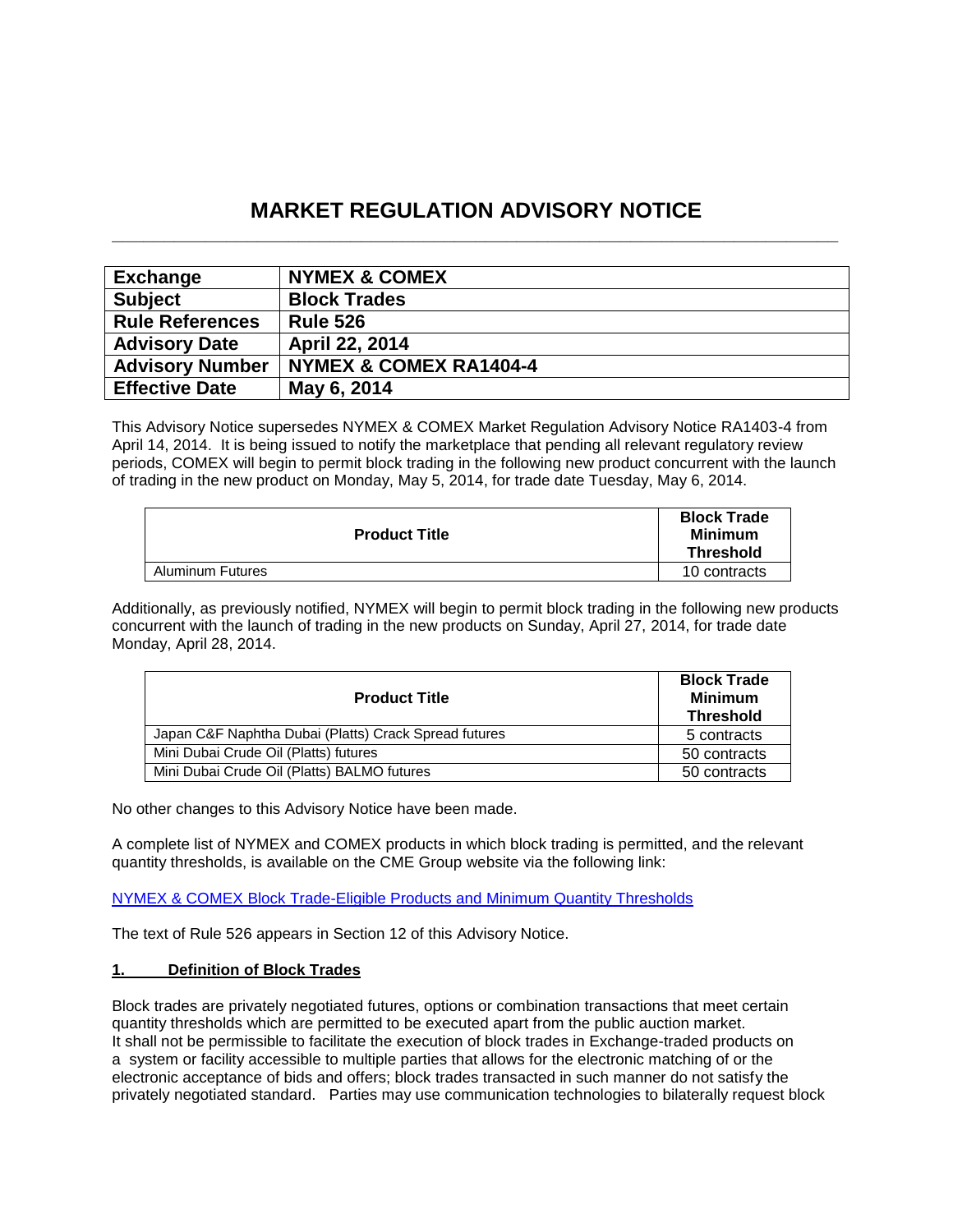# MARKET REGULATION ADVISORY NOTICE

| Exchange | NYMEX & COMEX |
|---|---|
| Subject | Block Trades |
| Rule References | Rule 526 |
| Advisory Date | April 22, 2014 |
| Advisory Number | NYMEX & COMEX RA1404-4 |
| Effective Date | May 6, 2014 |

This Advisory Notice supersedes NYMEX & COMEX Market Regulation Advisory Notice RA1403-4 from April 14, 2014. It is being issued to notify the marketplace that pending all relevant regulatory review periods, COMEX will begin to permit block trading in the following new product concurrent with the launch of trading in the new product on Monday, May 5, 2014, for trade date Tuesday, May 6, 2014.

| Product Title | Block Trade Minimum Threshold |
|---|---|
| Aluminum Futures | 10 contracts |

Additionally, as previously notified, NYMEX will begin to permit block trading in the following new products concurrent with the launch of trading in the new products on Sunday, April 27, 2014, for trade date Monday, April 28, 2014.

| Product Title | Block Trade Minimum Threshold |
|---|---|
| Japan C&F Naphtha Dubai (Platts) Crack Spread futures | 5 contracts |
| Mini Dubai Crude Oil (Platts) futures | 50 contracts |
| Mini Dubai Crude Oil (Platts) BALMO futures | 50 contracts |

No other changes to this Advisory Notice have been made.

A complete list of NYMEX and COMEX products in which block trading is permitted, and the relevant quantity thresholds, is available on the CME Group website via the following link:

NYMEX & COMEX Block Trade-Eligible Products and Minimum Quantity Thresholds

The text of Rule 526 appears in Section 12 of this Advisory Notice.

## 1. Definition of Block Trades

Block trades are privately negotiated futures, options or combination transactions that meet certain quantity thresholds which are permitted to be executed apart from the public auction market. It shall not be permissible to facilitate the execution of block trades in Exchange-traded products on a system or facility accessible to multiple parties that allows for the electronic matching of or the electronic acceptance of bids and offers; block trades transacted in such manner do not satisfy the privately negotiated standard. Parties may use communication technologies to bilaterally request block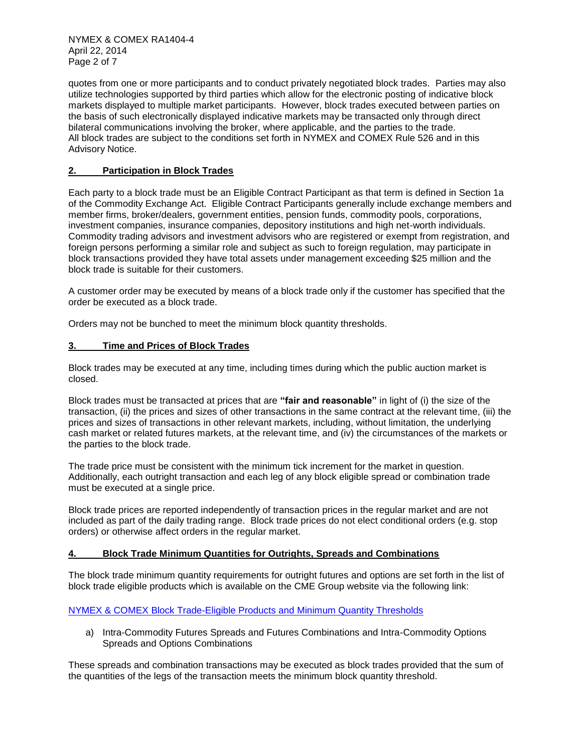quotes from one or more participants and to conduct privately negotiated block trades. Parties may also utilize technologies supported by third parties which allow for the electronic posting of indicative block markets displayed to multiple market participants. However, block trades executed between parties on the basis of such electronically displayed indicative markets may be transacted only through direct bilateral communications involving the broker, where applicable, and the parties to the trade. All block trades are subject to the conditions set forth in NYMEX and COMEX Rule 526 and in this Advisory Notice.

## 2. Participation in Block Trades

Each party to a block trade must be an Eligible Contract Participant as that term is defined in Section 1a of the Commodity Exchange Act. Eligible Contract Participants generally include exchange members and member firms, broker/dealers, government entities, pension funds, commodity pools, corporations, investment companies, insurance companies, depository institutions and high net-worth individuals. Commodity trading advisors and investment advisors who are registered or exempt from registration, and foreign persons performing a similar role and subject as such to foreign regulation, may participate in block transactions provided they have total assets under management exceeding $25 million and the block trade is suitable for their customers.

A customer order may be executed by means of a block trade only if the customer has specified that the order be executed as a block trade.

Orders may not be bunched to meet the minimum block quantity thresholds.

## 3. Time and Prices of Block Trades

Block trades may be executed at any time, including times during which the public auction market is closed.

Block trades must be transacted at prices that are **"fair and reasonable"** in light of (i) the size of the transaction, (ii) the prices and sizes of other transactions in the same contract at the relevant time, (iii) the prices and sizes of transactions in other relevant markets, including, without limitation, the underlying cash market or related futures markets, at the relevant time, and (iv) the circumstances of the markets or the parties to the block trade.

The trade price must be consistent with the minimum tick increment for the market in question. Additionally, each outright transaction and each leg of any block eligible spread or combination trade must be executed at a single price.

Block trade prices are reported independently of transaction prices in the regular market and are not included as part of the daily trading range. Block trade prices do not elect conditional orders (e.g. stop orders) or otherwise affect orders in the regular market.

## 4. Block Trade Minimum Quantities for Outrights, Spreads and Combinations

The block trade minimum quantity requirements for outright futures and options are set forth in the list of block trade eligible products which is available on the CME Group website via the following link:

NYMEX & COMEX Block Trade-Eligible Products and Minimum Quantity Thresholds

a) Intra-Commodity Futures Spreads and Futures Combinations and Intra-Commodity Options Spreads and Options Combinations

These spreads and combination transactions may be executed as block trades provided that the sum of the quantities of the legs of the transaction meets the minimum block quantity threshold.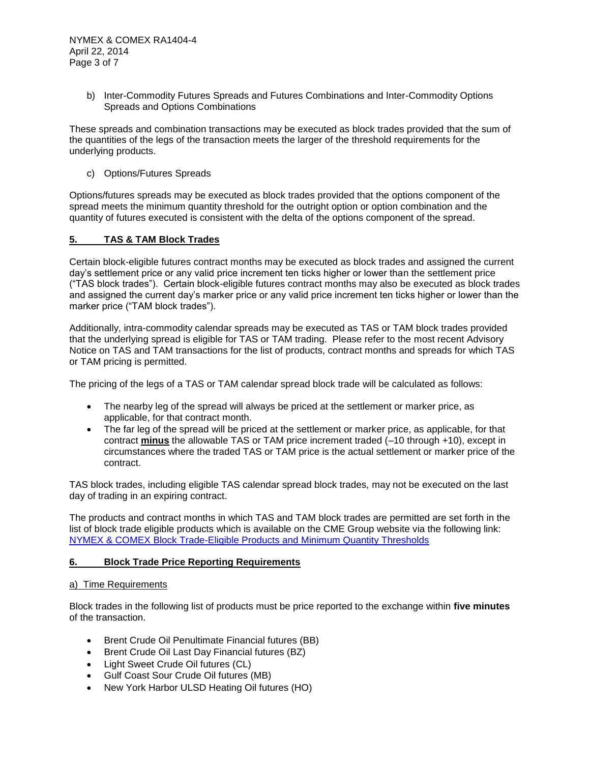b) Inter-Commodity Futures Spreads and Futures Combinations and Inter-Commodity Options Spreads and Options Combinations

These spreads and combination transactions may be executed as block trades provided that the sum of the quantities of the legs of the transaction meets the larger of the threshold requirements for the underlying products.

c) Options/Futures Spreads

Options/futures spreads may be executed as block trades provided that the options component of the spread meets the minimum quantity threshold for the outright option or option combination and the quantity of futures executed is consistent with the delta of the options component of the spread.

## 5. TAS & TAM Block Trades

Certain block-eligible futures contract months may be executed as block trades and assigned the current day's settlement price or any valid price increment ten ticks higher or lower than the settlement price ("TAS block trades"). Certain block-eligible futures contract months may also be executed as block trades and assigned the current day's marker price or any valid price increment ten ticks higher or lower than the marker price ("TAM block trades").

Additionally, intra-commodity calendar spreads may be executed as TAS or TAM block trades provided that the underlying spread is eligible for TAS or TAM trading. Please refer to the most recent Advisory Notice on TAS and TAM transactions for the list of products, contract months and spreads for which TAS or TAM pricing is permitted.

The pricing of the legs of a TAS or TAM calendar spread block trade will be calculated as follows:

- The nearby leg of the spread will always be priced at the settlement or marker price, as applicable, for that contract month.
- The far leg of the spread will be priced at the settlement or marker price, as applicable, for that contract **minus** the allowable TAS or TAM price increment traded (–10 through +10), except in circumstances where the traded TAS or TAM price is the actual settlement or marker price of the contract.

TAS block trades, including eligible TAS calendar spread block trades, may not be executed on the last day of trading in an expiring contract.

The products and contract months in which TAS and TAM block trades are permitted are set forth in the list of block trade eligible products which is available on the CME Group website via the following link: NYMEX & COMEX Block Trade-Eligible Products and Minimum Quantity Thresholds

## 6. Block Trade Price Reporting Requirements

a) Time Requirements

Block trades in the following list of products must be price reported to the exchange within **five minutes** of the transaction.

- Brent Crude Oil Penultimate Financial futures (BB)
- Brent Crude Oil Last Day Financial futures (BZ)
- Light Sweet Crude Oil futures (CL)
- Gulf Coast Sour Crude Oil futures (MB)
- New York Harbor ULSD Heating Oil futures (HO)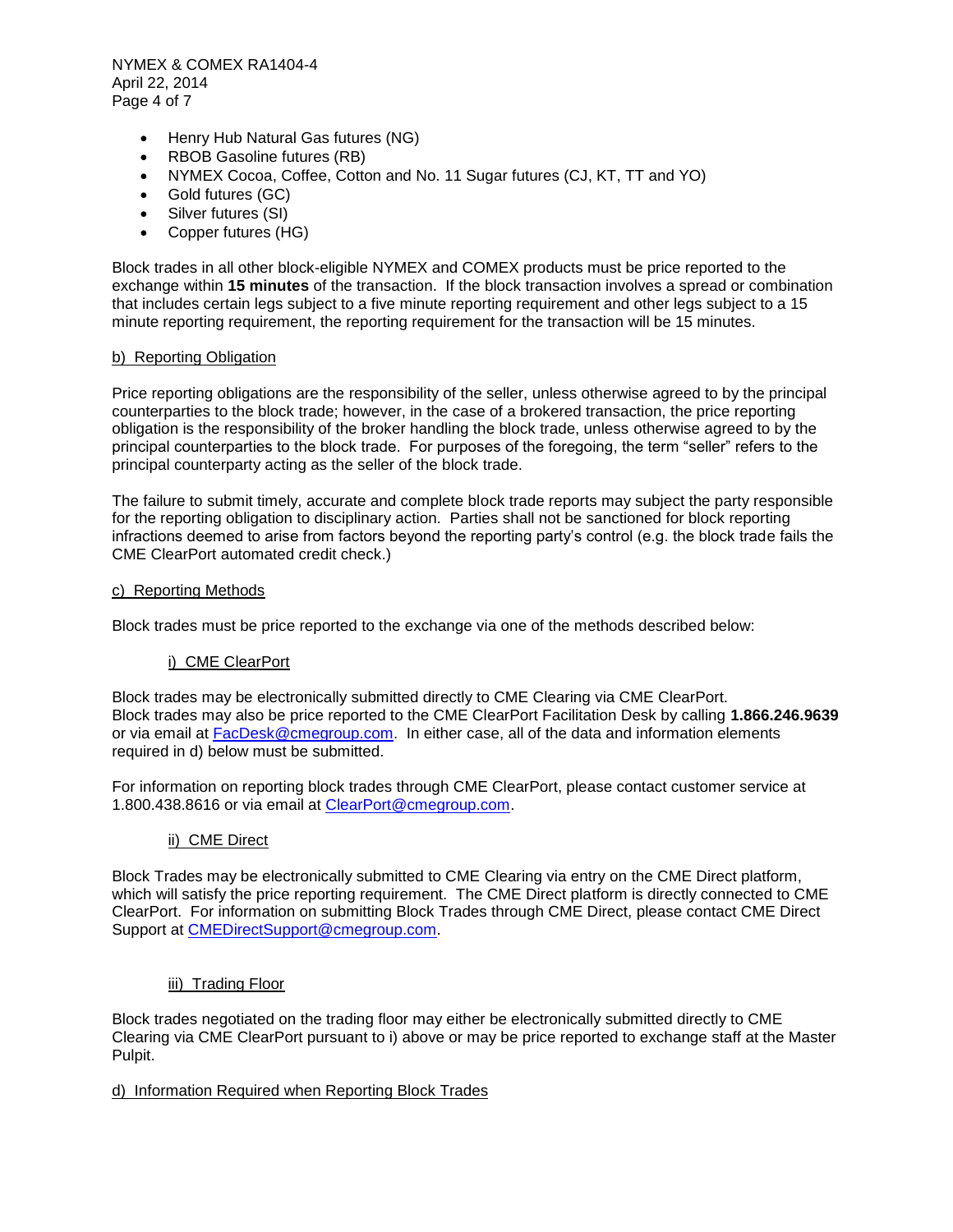- Henry Hub Natural Gas futures (NG)
- RBOB Gasoline futures (RB)
- NYMEX Cocoa, Coffee, Cotton and No. 11 Sugar futures (CJ, KT, TT and YO)
- Gold futures (GC)
- Silver futures (SI)
- Copper futures (HG)

Block trades in all other block-eligible NYMEX and COMEX products must be price reported to the exchange within **15 minutes** of the transaction. If the block transaction involves a spread or combination that includes certain legs subject to a five minute reporting requirement and other legs subject to a 15 minute reporting requirement, the reporting requirement for the transaction will be 15 minutes.

b) Reporting Obligation

Price reporting obligations are the responsibility of the seller, unless otherwise agreed to by the principal counterparties to the block trade; however, in the case of a brokered transaction, the price reporting obligation is the responsibility of the broker handling the block trade, unless otherwise agreed to by the principal counterparties to the block trade. For purposes of the foregoing, the term "seller" refers to the principal counterparty acting as the seller of the block trade.

The failure to submit timely, accurate and complete block trade reports may subject the party responsible for the reporting obligation to disciplinary action. Parties shall not be sanctioned for block reporting infractions deemed to arise from factors beyond the reporting party's control (e.g. the block trade fails the CME ClearPort automated credit check.)

c) Reporting Methods

Block trades must be price reported to the exchange via one of the methods described below:

i) CME ClearPort

Block trades may be electronically submitted directly to CME Clearing via CME ClearPort. Block trades may also be price reported to the CME ClearPort Facilitation Desk by calling **1.866.246.9639** or via email at FacDesk@cmegroup.com. In either case, all of the data and information elements required in d) below must be submitted.

For information on reporting block trades through CME ClearPort, please contact customer service at 1.800.438.8616 or via email at ClearPort@cmegroup.com.

ii) CME Direct

Block Trades may be electronically submitted to CME Clearing via entry on the CME Direct platform, which will satisfy the price reporting requirement. The CME Direct platform is directly connected to CME ClearPort. For information on submitting Block Trades through CME Direct, please contact CME Direct Support at CMEDirectSupport@cmegroup.com.

iii) Trading Floor

Block trades negotiated on the trading floor may either be electronically submitted directly to CME Clearing via CME ClearPort pursuant to i) above or may be price reported to exchange staff at the Master Pulpit.

d) Information Required when Reporting Block Trades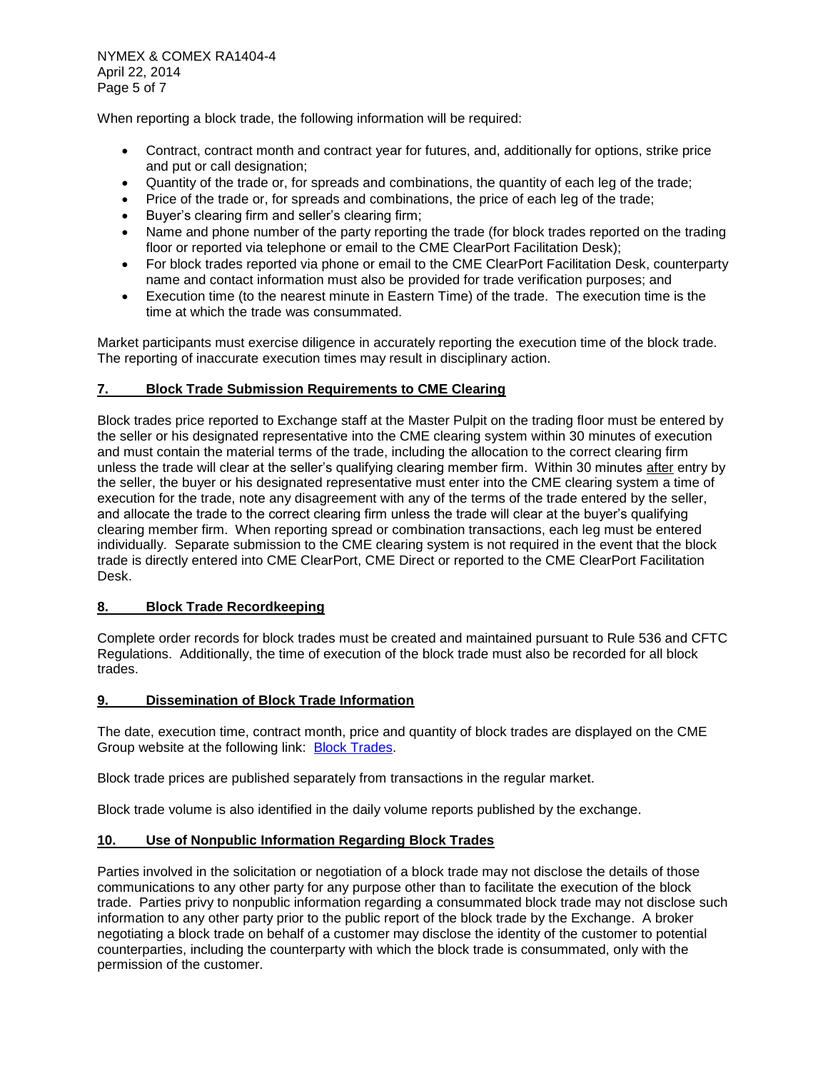When reporting a block trade, the following information will be required:

- Contract, contract month and contract year for futures, and, additionally for options, strike price and put or call designation;
- Quantity of the trade or, for spreads and combinations, the quantity of each leg of the trade;
- Price of the trade or, for spreads and combinations, the price of each leg of the trade;
- Buyer's clearing firm and seller's clearing firm;
- Name and phone number of the party reporting the trade (for block trades reported on the trading floor or reported via telephone or email to the CME ClearPort Facilitation Desk);
- For block trades reported via phone or email to the CME ClearPort Facilitation Desk, counterparty name and contact information must also be provided for trade verification purposes; and
- Execution time (to the nearest minute in Eastern Time) of the trade. The execution time is the time at which the trade was consummated.

Market participants must exercise diligence in accurately reporting the execution time of the block trade. The reporting of inaccurate execution times may result in disciplinary action.

## 7. Block Trade Submission Requirements to CME Clearing

Block trades price reported to Exchange staff at the Master Pulpit on the trading floor must be entered by the seller or his designated representative into the CME clearing system within 30 minutes of execution and must contain the material terms of the trade, including the allocation to the correct clearing firm unless the trade will clear at the seller's qualifying clearing member firm. Within 30 minutes after entry by the seller, the buyer or his designated representative must enter into the CME clearing system a time of execution for the trade, note any disagreement with any of the terms of the trade entered by the seller, and allocate the trade to the correct clearing firm unless the trade will clear at the buyer's qualifying clearing member firm. When reporting spread or combination transactions, each leg must be entered individually. Separate submission to the CME clearing system is not required in the event that the block trade is directly entered into CME ClearPort, CME Direct or reported to the CME ClearPort Facilitation Desk.

## 8. Block Trade Recordkeeping

Complete order records for block trades must be created and maintained pursuant to Rule 536 and CFTC Regulations. Additionally, the time of execution of the block trade must also be recorded for all block trades.

## 9. Dissemination of Block Trade Information

The date, execution time, contract month, price and quantity of block trades are displayed on the CME Group website at the following link: Block Trades.

Block trade prices are published separately from transactions in the regular market.

Block trade volume is also identified in the daily volume reports published by the exchange.

## 10. Use of Nonpublic Information Regarding Block Trades

Parties involved in the solicitation or negotiation of a block trade may not disclose the details of those communications to any other party for any purpose other than to facilitate the execution of the block trade. Parties privy to nonpublic information regarding a consummated block trade may not disclose such information to any other party prior to the public report of the block trade by the Exchange. A broker negotiating a block trade on behalf of a customer may disclose the identity of the customer to potential counterparties, including the counterparty with which the block trade is consummated, only with the permission of the customer.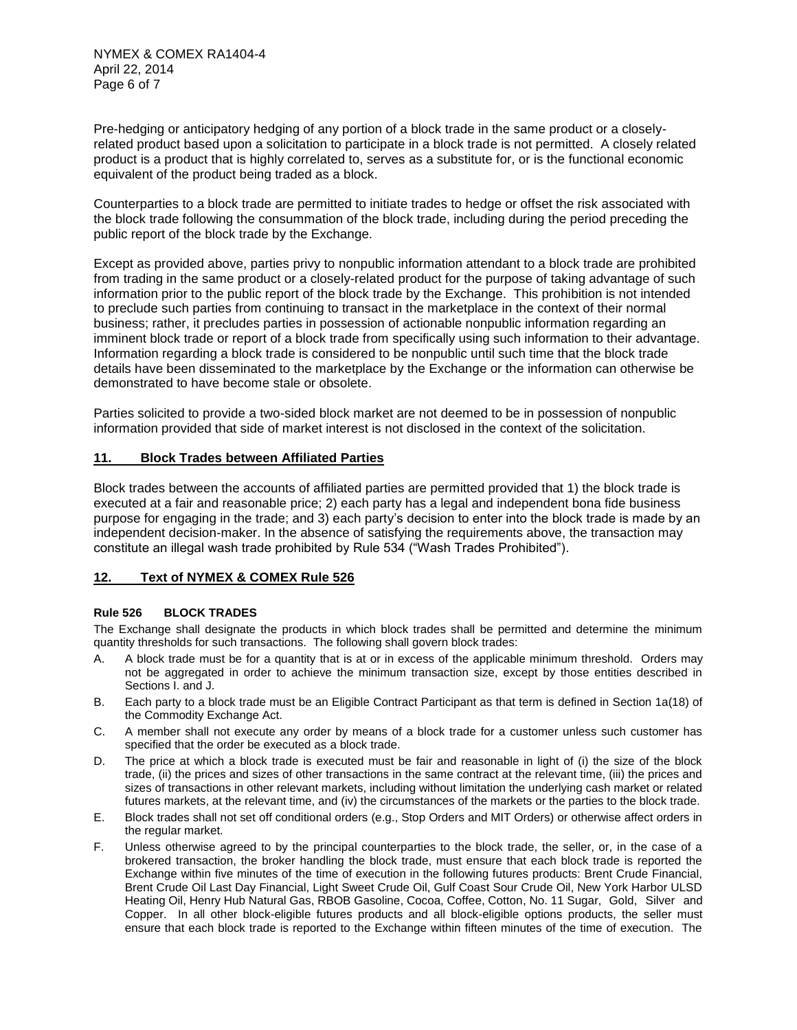Pre-hedging or anticipatory hedging of any portion of a block trade in the same product or a closely-related product based upon a solicitation to participate in a block trade is not permitted. A closely related product is a product that is highly correlated to, serves as a substitute for, or is the functional economic equivalent of the product being traded as a block.

Counterparties to a block trade are permitted to initiate trades to hedge or offset the risk associated with the block trade following the consummation of the block trade, including during the period preceding the public report of the block trade by the Exchange.

Except as provided above, parties privy to nonpublic information attendant to a block trade are prohibited from trading in the same product or a closely-related product for the purpose of taking advantage of such information prior to the public report of the block trade by the Exchange. This prohibition is not intended to preclude such parties from continuing to transact in the marketplace in the context of their normal business; rather, it precludes parties in possession of actionable nonpublic information regarding an imminent block trade or report of a block trade from specifically using such information to their advantage. Information regarding a block trade is considered to be nonpublic until such time that the block trade details have been disseminated to the marketplace by the Exchange or the information can otherwise be demonstrated to have become stale or obsolete.

Parties solicited to provide a two-sided block market are not deemed to be in possession of nonpublic information provided that side of market interest is not disclosed in the context of the solicitation.

## 11. Block Trades between Affiliated Parties

Block trades between the accounts of affiliated parties are permitted provided that 1) the block trade is executed at a fair and reasonable price; 2) each party has a legal and independent bona fide business purpose for engaging in the trade; and 3) each party's decision to enter into the block trade is made by an independent decision-maker. In the absence of satisfying the requirements above, the transaction may constitute an illegal wash trade prohibited by Rule 534 ("Wash Trades Prohibited").

## 12. Text of NYMEX & COMEX Rule 526

### Rule 526 BLOCK TRADES

The Exchange shall designate the products in which block trades shall be permitted and determine the minimum quantity thresholds for such transactions. The following shall govern block trades:

- A. A block trade must be for a quantity that is at or in excess of the applicable minimum threshold. Orders may not be aggregated in order to achieve the minimum transaction size, except by those entities described in Sections I. and J.
- B. Each party to a block trade must be an Eligible Contract Participant as that term is defined in Section 1a(18) of the Commodity Exchange Act.
- C. A member shall not execute any order by means of a block trade for a customer unless such customer has specified that the order be executed as a block trade.
- D. The price at which a block trade is executed must be fair and reasonable in light of (i) the size of the block trade, (ii) the prices and sizes of other transactions in the same contract at the relevant time, (iii) the prices and sizes of transactions in other relevant markets, including without limitation the underlying cash market or related futures markets, at the relevant time, and (iv) the circumstances of the markets or the parties to the block trade.
- E. Block trades shall not set off conditional orders (e.g., Stop Orders and MIT Orders) or otherwise affect orders in the regular market.
- F. Unless otherwise agreed to by the principal counterparties to the block trade, the seller, or, in the case of a brokered transaction, the broker handling the block trade, must ensure that each block trade is reported the Exchange within five minutes of the time of execution in the following futures products: Brent Crude Financial, Brent Crude Oil Last Day Financial, Light Sweet Crude Oil, Gulf Coast Sour Crude Oil, New York Harbor ULSD Heating Oil, Henry Hub Natural Gas, RBOB Gasoline, Cocoa, Coffee, Cotton, No. 11 Sugar, Gold, Silver and Copper. In all other block-eligible futures products and all block-eligible options products, the seller must ensure that each block trade is reported to the Exchange within fifteen minutes of the time of execution. The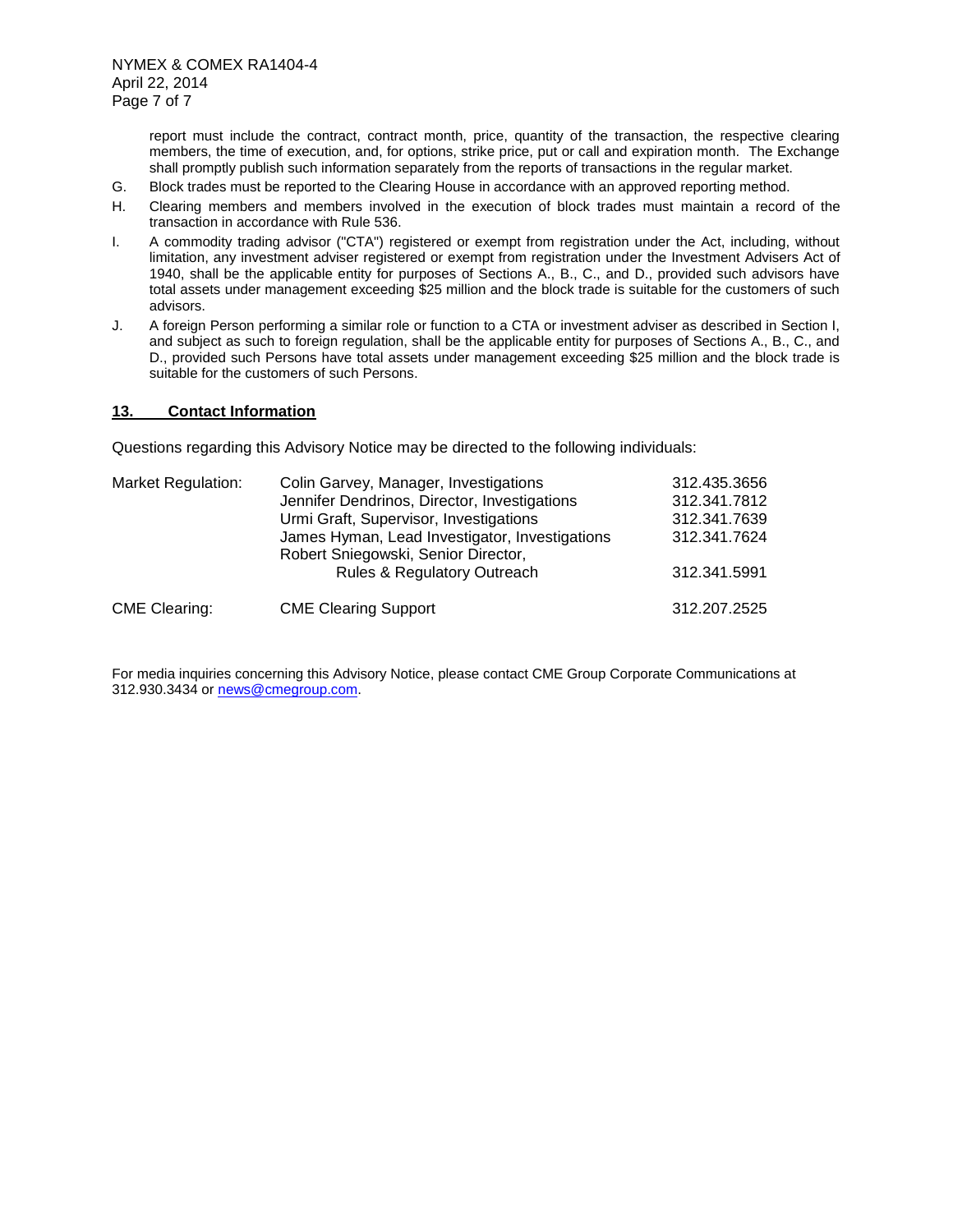report must include the contract, contract month, price, quantity of the transaction, the respective clearing members, the time of execution, and, for options, strike price, put or call and expiration month. The Exchange shall promptly publish such information separately from the reports of transactions in the regular market.

G. Block trades must be reported to the Clearing House in accordance with an approved reporting method.

H. Clearing members and members involved in the execution of block trades must maintain a record of the transaction in accordance with Rule 536.

I. A commodity trading advisor ("CTA") registered or exempt from registration under the Act, including, without limitation, any investment adviser registered or exempt from registration under the Investment Advisers Act of 1940, shall be the applicable entity for purposes of Sections A., B., C., and D., provided such advisors have total assets under management exceeding $25 million and the block trade is suitable for the customers of such advisors.

J. A foreign Person performing a similar role or function to a CTA or investment adviser as described in Section I, and subject as such to foreign regulation, shall be the applicable entity for purposes of Sections A., B., C., and D., provided such Persons have total assets under management exceeding $25 million and the block trade is suitable for the customers of such Persons.

## 13. Contact Information

Questions regarding this Advisory Notice may be directed to the following individuals:

| | | |
|---|---|---|
| Market Regulation: | Colin Garvey, Manager, Investigations | 312.435.3656 |
| | Jennifer Dendrinos, Director, Investigations | 312.341.7812 |
| | Urmi Graft, Supervisor, Investigations | 312.341.7639 |
| | James Hyman, Lead Investigator, Investigations | 312.341.7624 |
| | Robert Sniegowski, Senior Director, Rules & Regulatory Outreach | 312.341.5991 |
| CME Clearing: | CME Clearing Support | 312.207.2525 |

For media inquiries concerning this Advisory Notice, please contact CME Group Corporate Communications at 312.930.3434 or news@cmegroup.com.